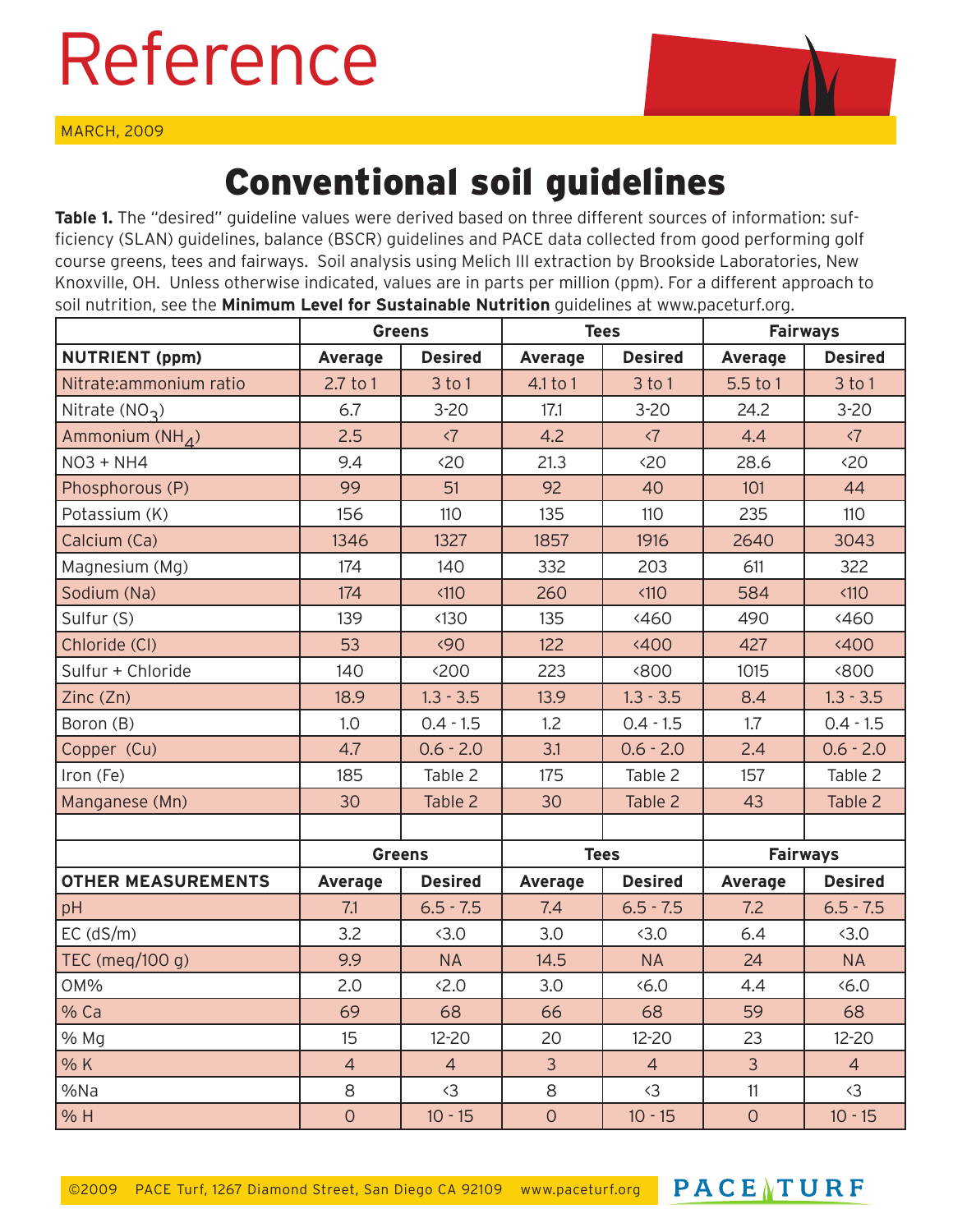# Reference

MARCH, 2009

## Conventional soil guidelines

**Table 1.** The "desired" guideline values were derived based on three different sources of information: sufficiency (SLAN) guidelines, balance (BSCR) guidelines and PACE data collected from good performing golf course greens, tees and fairways. Soil analysis using Melich III extraction by Brookside Laboratories, New Knoxville, OH. Unless otherwise indicated, values are in parts per million (ppm). For a different approach to soil nutrition, see the **Minimum Level for Sustainable Nutrition** guidelines at www.paceturf.org.

| | Greens | | Tees | | Fairways | |
|---|---|---|---|---|---|---|
| **NUTRIENT (ppm)** | **Average** | **Desired** | **Average** | **Desired** | **Average** | **Desired** |
| Nitrate:ammonium ratio | 2.7 to 1 | 3 to 1 | 4.1 to 1 | 3 to 1 | 5.5 to 1 | 3 to 1 |
| Nitrate ($NO_3$) | 6.7 | 3-20 | 17.1 | 3-20 | 24.2 | 3-20 |
| Ammonium ($NH_4$) | 2.5 | <7 | 4.2 | <7 | 4.4 | <7 |
| NO3 + NH4 | 9.4 | <20 | 21.3 | <20 | 28.6 | <20 |
| Phosphorous (P) | 99 | 51 | 92 | 40 | 101 | 44 |
| Potassium (K) | 156 | 110 | 135 | 110 | 235 | 110 |
| Calcium (Ca) | 1346 | 1327 | 1857 | 1916 | 2640 | 3043 |
| Magnesium (Mg) | 174 | 140 | 332 | 203 | 611 | 322 |
| Sodium (Na) | 174 | <110 | 260 | <110 | 584 | <110 |
| Sulfur (S) | 139 | <130 | 135 | <460 | 490 | <460 |
| Chloride (Cl) | 53 | <90 | 122 | <400 | 427 | <400 |
| Sulfur + Chloride | 140 | <200 | 223 | <800 | 1015 | <800 |
| Zinc (Zn) | 18.9 | 1.3 - 3.5 | 13.9 | 1.3 - 3.5 | 8.4 | 1.3 - 3.5 |
| Boron (B) | 1.0 | 0.4 - 1.5 | 1.2 | 0.4 - 1.5 | 1.7 | 0.4 - 1.5 |
| Copper (Cu) | 4.7 | 0.6 - 2.0 | 3.1 | 0.6 - 2.0 | 2.4 | 0.6 - 2.0 |
| Iron (Fe) | 185 | Table 2 | 175 | Table 2 | 157 | Table 2 |
| Manganese (Mn) | 30 | Table 2 | 30 | Table 2 | 43 | Table 2 |
| | | | | | | |
| | **Greens** | | **Tees** | | **Fairways** | |
| **OTHER MEASUREMENTS** | **Average** | **Desired** | **Average** | **Desired** | **Average** | **Desired** |
| pH | 7.1 | 6.5 - 7.5 | 7.4 | 6.5 - 7.5 | 7.2 | 6.5 - 7.5 |
| EC (dS/m) | 3.2 | <3.0 | 3.0 | <3.0 | 6.4 | <3.0 |
| TEC (meq/100 g) | 9.9 | NA | 14.5 | NA | 24 | NA |
| OM% | 2.0 | <2.0 | 3.0 | <6.0 | 4.4 | <6.0 |
| % Ca | 69 | 68 | 66 | 68 | 59 | 68 |
| % Mg | 15 | 12-20 | 20 | 12-20 | 23 | 12-20 |
| % K | 4 | 4 | 3 | 4 | 3 | 4 |
| %Na | 8 | <3 | 8 | <3 | 11 | <3 |
| % H | 0 | 10 - 15 | 0 | 10 - 15 | 0 | 10 - 15 |

©2009 PACE Turf, 1267 Diamond Street, San Diego CA 92109 www.paceturf.org

PACE TURF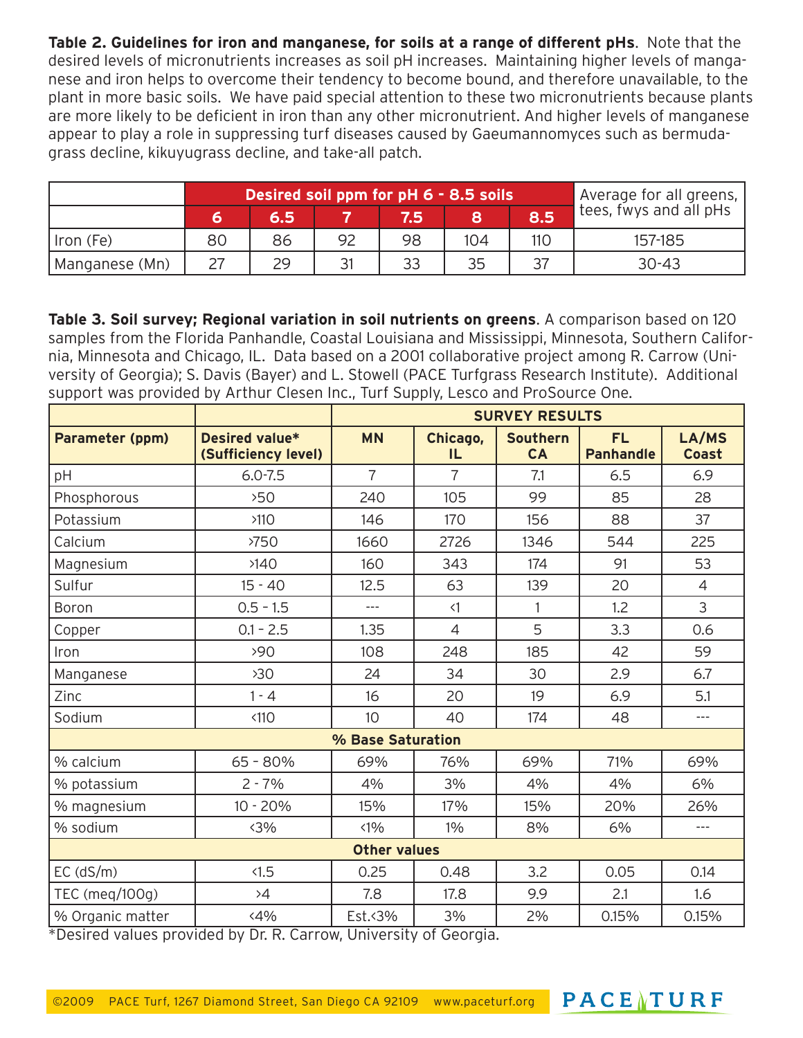**Table 2. Guidelines for iron and manganese, for soils at a range of different pHs**. Note that the desired levels of micronutrients increases as soil pH increases. Maintaining higher levels of manganese and iron helps to overcome their tendency to become bound, and therefore unavailable, to the plant in more basic soils. We have paid special attention to these two micronutrients because plants are more likely to be deficient in iron than any other micronutrient. And higher levels of manganese appear to play a role in suppressing turf diseases caused by Gaeumannomyces such as bermudagrass decline, kikuyugrass decline, and take-all patch.

| | Desired soil ppm for pH 6 - 8.5 soils | | | | | | Average for all greens, tees, fwys and all pHs |
|---|---|---|---|---|---|---|---|
| | 6 | 6.5 | 7 | 7.5 | 8 | 8.5 | |
| Iron (Fe) | 80 | 86 | 92 | 98 | 104 | 110 | 157-185 |
| Manganese (Mn) | 27 | 29 | 31 | 33 | 35 | 37 | 30-43 |

**Table 3. Soil survey; Regional variation in soil nutrients on greens**. A comparison based on 120 samples from the Florida Panhandle, Coastal Louisiana and Mississippi, Minnesota, Southern California, Minnesota and Chicago, IL. Data based on a 2001 collaborative project among R. Carrow (University of Georgia); S. Davis (Bayer) and L. Stowell (PACE Turfgrass Research Institute). Additional support was provided by Arthur Clesen Inc., Turf Supply, Lesco and ProSource One.

| | | SURVEY RESULTS | | | | |
|---|---|---|---|---|---|---|
| **Parameter (ppm)** | **Desired value* (Sufficiency level)** | **MN** | **Chicago, IL** | **Southern CA** | **FL Panhandle** | **LA/MS Coast** |
| pH | 6.0-7.5 | 7 | 7 | 7.1 | 6.5 | 6.9 |
| Phosphorous | >50 | 240 | 105 | 99 | 85 | 28 |
| Potassium | >110 | 146 | 170 | 156 | 88 | 37 |
| Calcium | >750 | 1660 | 2726 | 1346 | 544 | 225 |
| Magnesium | >140 | 160 | 343 | 174 | 91 | 53 |
| Sulfur | 15 - 40 | 12.5 | 63 | 139 | 20 | 4 |
| Boron | 0.5 - 1.5 | --- | <1 | 1 | 1.2 | 3 |
| Copper | 0.1 - 2.5 | 1.35 | 4 | 5 | 3.3 | 0.6 |
| Iron | >90 | 108 | 248 | 185 | 42 | 59 |
| Manganese | >30 | 24 | 34 | 30 | 2.9 | 6.7 |
| Zinc | 1 - 4 | 16 | 20 | 19 | 6.9 | 5.1 |
| Sodium | <110 | 10 | 40 | 174 | 48 | --- |
| **% Base Saturation** | | | | | | |
| % calcium | 65 - 80% | 69% | 76% | 69% | 71% | 69% |
| % potassium | 2 - 7% | 4% | 3% | 4% | 4% | 6% |
| % magnesium | 10 - 20% | 15% | 17% | 15% | 20% | 26% |
| % sodium | <3% | <1% | 1% | 8% | 6% | --- |
| **Other values** | | | | | | |
| EC (dS/m) | <1.5 | 0.25 | 0.48 | 3.2 | 0.05 | 0.14 |
| TEC (meq/100g) | >4 | 7.8 | 17.8 | 9.9 | 2.1 | 1.6 |
| % Organic matter | <4% | Est.<3% | 3% | 2% | 0.15% | 0.15% |

*Desired values provided by Dr. R. Carrow, University of Georgia.

©2009 PACE Turf, 1267 Diamond Street, San Diego CA 92109 www.paceturf.org